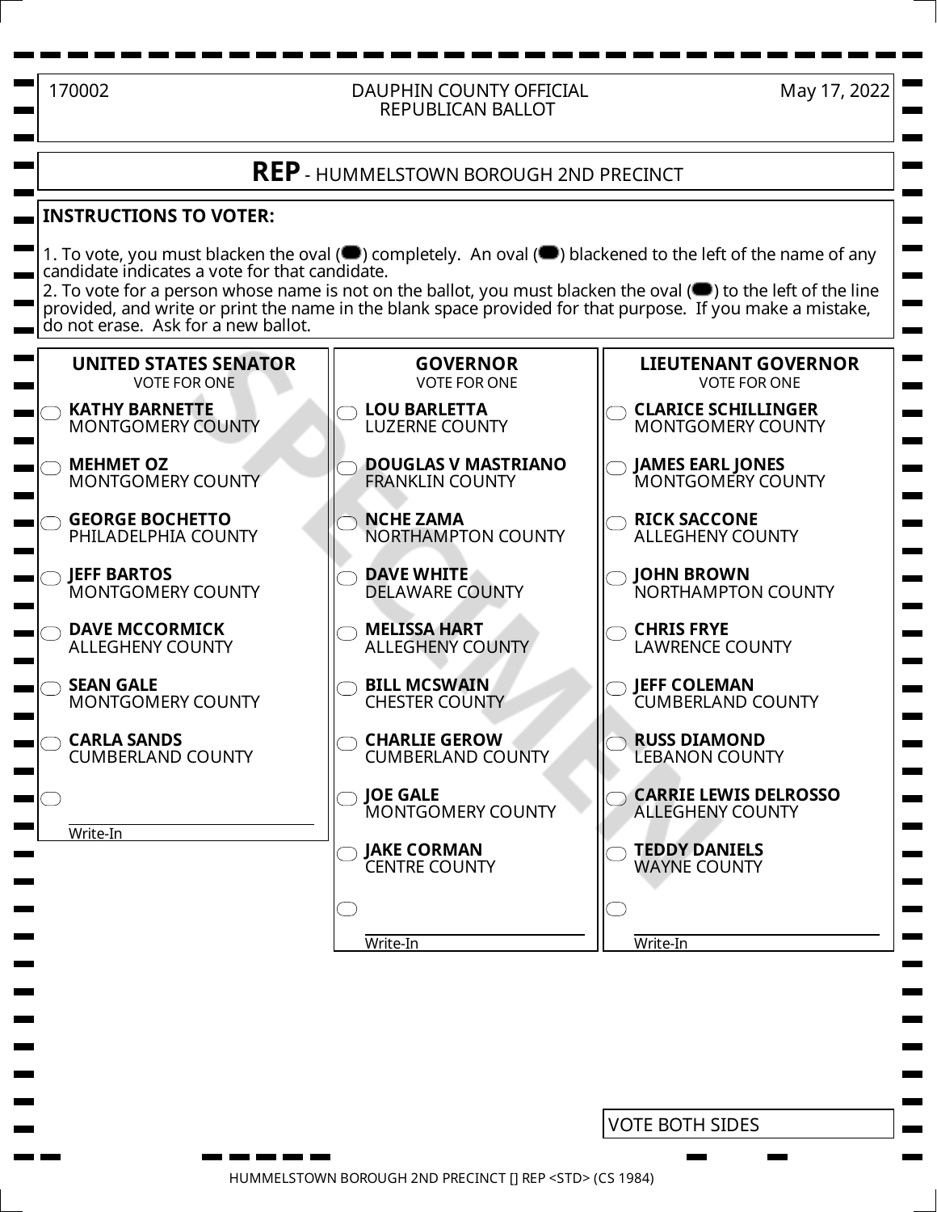170002

DAUPHIN COUNTY OFFICIAL
REPUBLICAN BALLOT

May 17, 2022

# **REP** - HUMMELSTOWN BOROUGH 2ND PRECINCT

**INSTRUCTIONS TO VOTER:**

1. To vote, you must blacken the oval (⬬) completely. An oval (⬬) blackened to the left of the name of any candidate indicates a vote for that candidate.
2. To vote for a person whose name is not on the ballot, you must blacken the oval (⬬) to the left of the line provided, and write or print the name in the blank space provided for that purpose. If you make a mistake, do not erase. Ask for a new ballot.

## UNITED STATES SENATOR
VOTE FOR ONE

- ⬭ **KATHY BARNETTE** MONTGOMERY COUNTY
- ⬭ **MEHMET OZ** MONTGOMERY COUNTY
- ⬭ **GEORGE BOCHETTO** PHILADELPHIA COUNTY
- ⬭ **JEFF BARTOS** MONTGOMERY COUNTY
- ⬭ **DAVE MCCORMICK** ALLEGHENY COUNTY
- ⬭ **SEAN GALE** MONTGOMERY COUNTY
- ⬭ **CARLA SANDS** CUMBERLAND COUNTY
- ⬭ ________ Write-In

## GOVERNOR
VOTE FOR ONE

- ⬭ **LOU BARLETTA** LUZERNE COUNTY
- ⬭ **DOUGLAS V MASTRIANO** FRANKLIN COUNTY
- ⬭ **NCHE ZAMA** NORTHAMPTON COUNTY
- ⬭ **DAVE WHITE** DELAWARE COUNTY
- ⬭ **MELISSA HART** ALLEGHENY COUNTY
- ⬭ **BILL MCSWAIN** CHESTER COUNTY
- ⬭ **CHARLIE GEROW** CUMBERLAND COUNTY
- ⬭ **JOE GALE** MONTGOMERY COUNTY
- ⬭ **JAKE CORMAN** CENTRE COUNTY
- ⬭ ________ Write-In

## LIEUTENANT GOVERNOR
VOTE FOR ONE

- ⬭ **CLARICE SCHILLINGER** MONTGOMERY COUNTY
- ⬭ **JAMES EARL JONES** MONTGOMERY COUNTY
- ⬭ **RICK SACCONE** ALLEGHENY COUNTY
- ⬭ **JOHN BROWN** NORTHAMPTON COUNTY
- ⬭ **CHRIS FRYE** LAWRENCE COUNTY
- ⬭ **JEFF COLEMAN** CUMBERLAND COUNTY
- ⬭ **RUSS DIAMOND** LEBANON COUNTY
- ⬭ **CARRIE LEWIS DELROSSO** ALLEGHENY COUNTY
- ⬭ **TEDDY DANIELS** WAYNE COUNTY
- ⬭ ________ Write-In

VOTE BOTH SIDES

HUMMELSTOWN BOROUGH 2ND PRECINCT [] REP <STD> (CS 1984)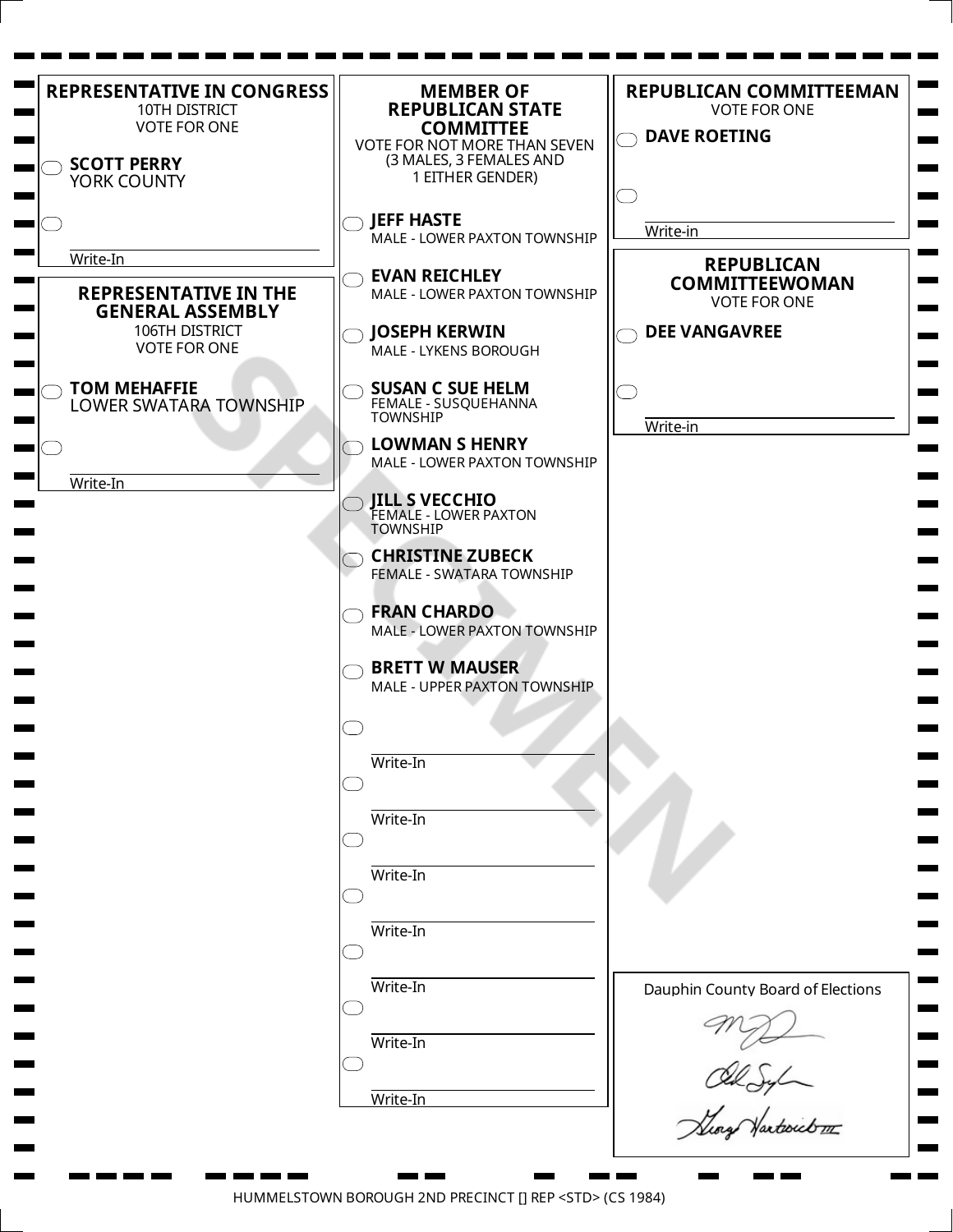## REPRESENTATIVE IN CONGRESS

10TH DISTRICT
VOTE FOR ONE

- **SCOTT PERRY**
  YORK COUNTY
- Write-In

## REPRESENTATIVE IN THE GENERAL ASSEMBLY

106TH DISTRICT
VOTE FOR ONE

- **TOM MEHAFFIE**
  LOWER SWATARA TOWNSHIP
- Write-In

## MEMBER OF REPUBLICAN STATE COMMITTEE

VOTE FOR NOT MORE THAN SEVEN
(3 MALES, 3 FEMALES AND
1 EITHER GENDER)

- **JEFF HASTE**
  MALE - LOWER PAXTON TOWNSHIP
- **EVAN REICHLEY**
  MALE - LOWER PAXTON TOWNSHIP
- **JOSEPH KERWIN**
  MALE - LYKENS BOROUGH
- **SUSAN C SUE HELM**
  FEMALE - SUSQUEHANNA TOWNSHIP
- **LOWMAN S HENRY**
  MALE - LOWER PAXTON TOWNSHIP
- **JILL S VECCHIO**
  FEMALE - LOWER PAXTON TOWNSHIP
- **CHRISTINE ZUBECK**
  FEMALE - SWATARA TOWNSHIP
- **FRAN CHARDO**
  MALE - LOWER PAXTON TOWNSHIP
- **BRETT W MAUSER**
  MALE - UPPER PAXTON TOWNSHIP
- Write-In
- Write-In
- Write-In
- Write-In
- Write-In
- Write-In
- Write-In

## REPUBLICAN COMMITTEEMAN

VOTE FOR ONE

- **DAVE ROETING**
- Write-in

## REPUBLICAN COMMITTEEWOMAN

VOTE FOR ONE

- **DEE VANGAVREE**
- Write-in

Dauphin County Board of Elections

SPECIMEN

HUMMELSTOWN BOROUGH 2ND PRECINCT [] REP <STD> (CS 1984)